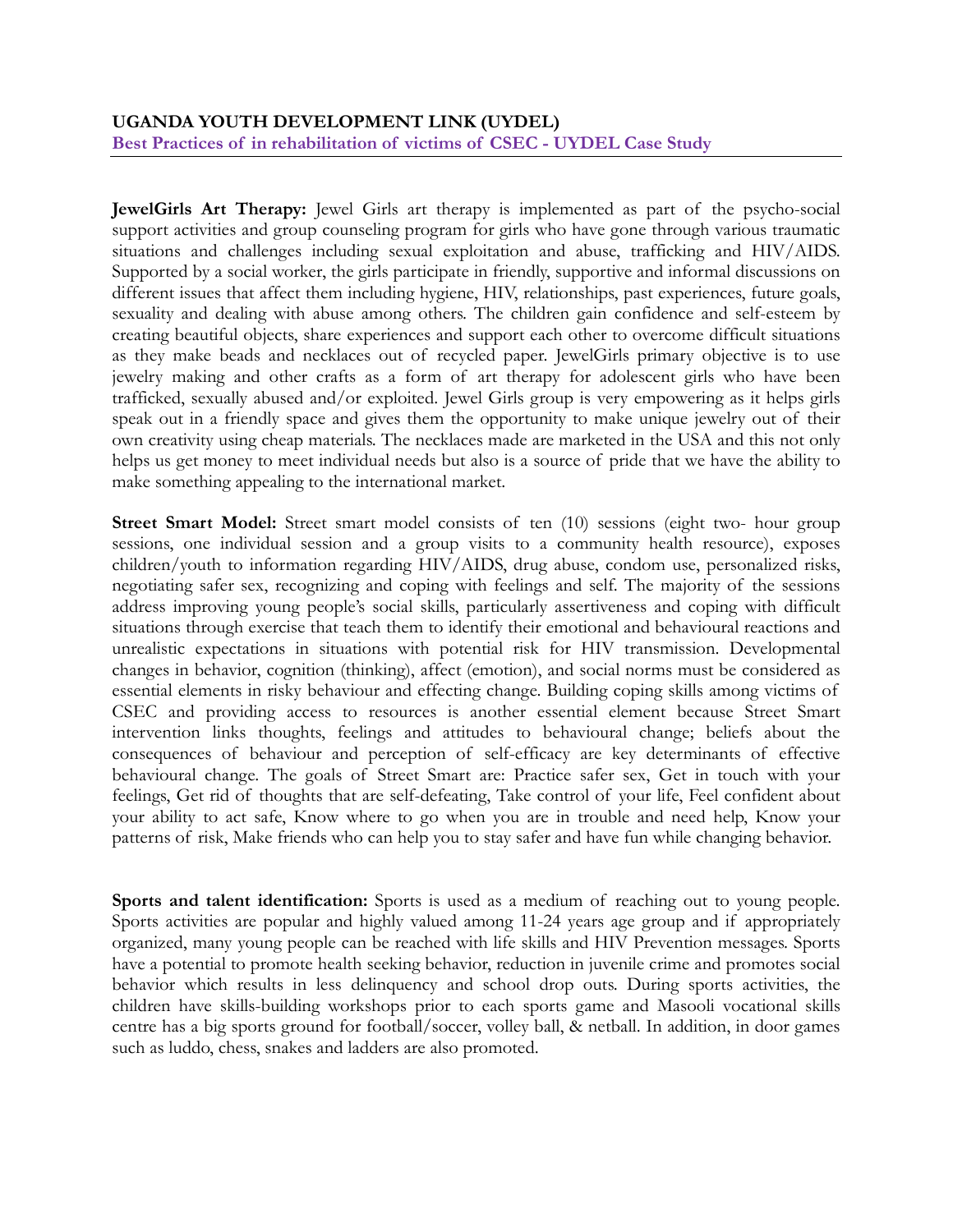**UGANDA YOUTH DEVELOPMENT LINK (UYDEL)**
**Best Practices of in rehabilitation of victims of CSEC - UYDEL Case Study**

**JewelGirls Art Therapy:** Jewel Girls art therapy is implemented as part of the psycho-social support activities and group counseling program for girls who have gone through various traumatic situations and challenges including sexual exploitation and abuse, trafficking and HIV/AIDS. Supported by a social worker, the girls participate in friendly, supportive and informal discussions on different issues that affect them including hygiene, HIV, relationships, past experiences, future goals, sexuality and dealing with abuse among others. The children gain confidence and self-esteem by creating beautiful objects, share experiences and support each other to overcome difficult situations as they make beads and necklaces out of recycled paper. JewelGirls primary objective is to use jewelry making and other crafts as a form of art therapy for adolescent girls who have been trafficked, sexually abused and/or exploited. Jewel Girls group is very empowering as it helps girls speak out in a friendly space and gives them the opportunity to make unique jewelry out of their own creativity using cheap materials. The necklaces made are marketed in the USA and this not only helps us get money to meet individual needs but also is a source of pride that we have the ability to make something appealing to the international market.

**Street Smart Model:** Street smart model consists of ten (10) sessions (eight two- hour group sessions, one individual session and a group visits to a community health resource), exposes children/youth to information regarding HIV/AIDS, drug abuse, condom use, personalized risks, negotiating safer sex, recognizing and coping with feelings and self. The majority of the sessions address improving young people's social skills, particularly assertiveness and coping with difficult situations through exercise that teach them to identify their emotional and behavioural reactions and unrealistic expectations in situations with potential risk for HIV transmission. Developmental changes in behavior, cognition (thinking), affect (emotion), and social norms must be considered as essential elements in risky behaviour and effecting change. Building coping skills among victims of CSEC and providing access to resources is another essential element because Street Smart intervention links thoughts, feelings and attitudes to behavioural change; beliefs about the consequences of behaviour and perception of self-efficacy are key determinants of effective behavioural change. The goals of Street Smart are: Practice safer sex, Get in touch with your feelings, Get rid of thoughts that are self-defeating, Take control of your life, Feel confident about your ability to act safe, Know where to go when you are in trouble and need help, Know your patterns of risk, Make friends who can help you to stay safer and have fun while changing behavior.

**Sports and talent identification:** Sports is used as a medium of reaching out to young people. Sports activities are popular and highly valued among 11-24 years age group and if appropriately organized, many young people can be reached with life skills and HIV Prevention messages. Sports have a potential to promote health seeking behavior, reduction in juvenile crime and promotes social behavior which results in less delinquency and school drop outs. During sports activities, the children have skills-building workshops prior to each sports game and Masooli vocational skills centre has a big sports ground for football/soccer, volley ball, & netball. In addition, in door games such as luddo, chess, snakes and ladders are also promoted.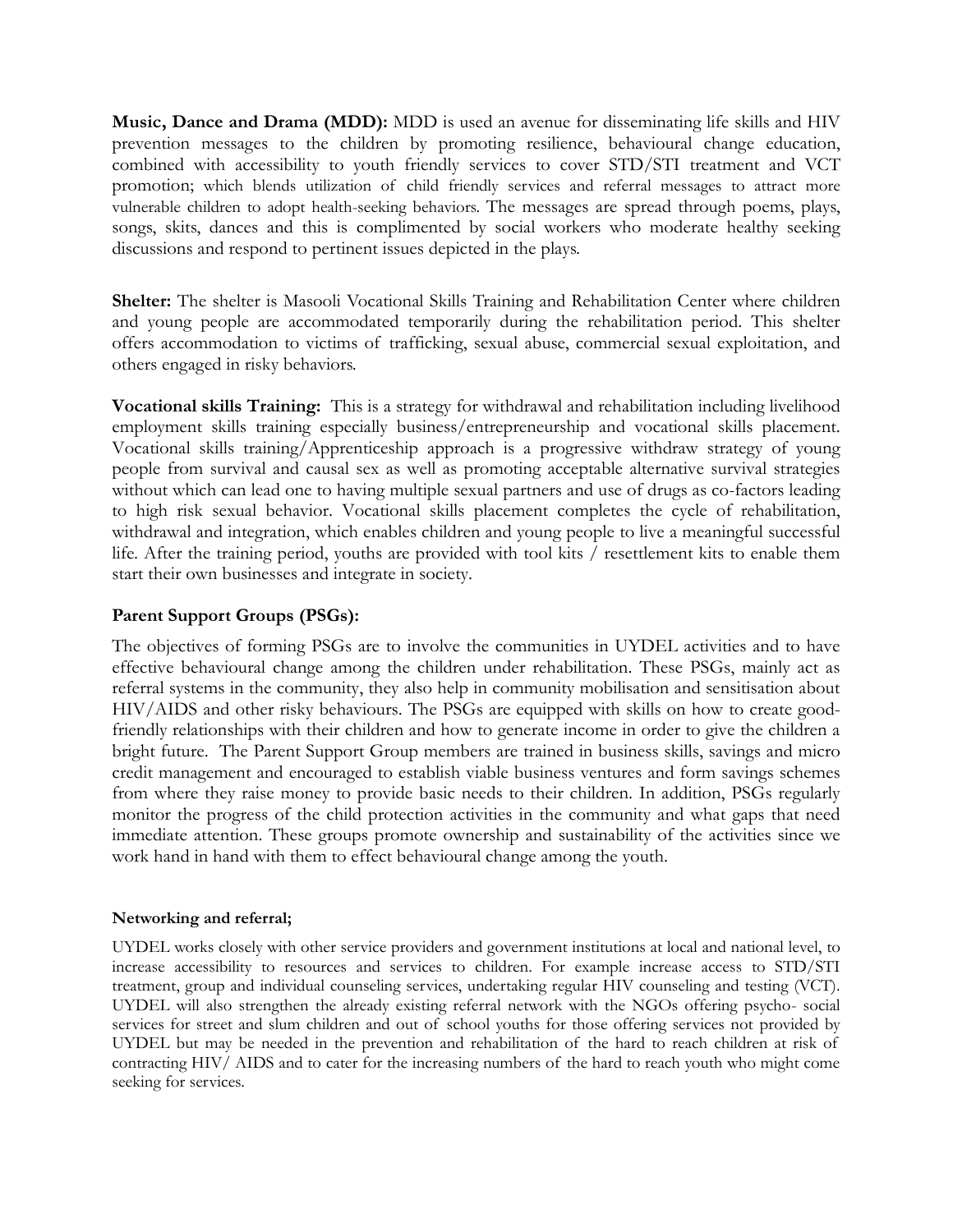**Music, Dance and Drama (MDD):** MDD is used an avenue for disseminating life skills and HIV prevention messages to the children by promoting resilience, behavioural change education, combined with accessibility to youth friendly services to cover STD/STI treatment and VCT promotion; which blends utilization of child friendly services and referral messages to attract more vulnerable children to adopt health-seeking behaviors. The messages are spread through poems, plays, songs, skits, dances and this is complimented by social workers who moderate healthy seeking discussions and respond to pertinent issues depicted in the plays.

**Shelter:** The shelter is Masooli Vocational Skills Training and Rehabilitation Center where children and young people are accommodated temporarily during the rehabilitation period. This shelter offers accommodation to victims of trafficking, sexual abuse, commercial sexual exploitation, and others engaged in risky behaviors.

**Vocational skills Training:** This is a strategy for withdrawal and rehabilitation including livelihood employment skills training especially business/entrepreneurship and vocational skills placement. Vocational skills training/Apprenticeship approach is a progressive withdraw strategy of young people from survival and causal sex as well as promoting acceptable alternative survival strategies without which can lead one to having multiple sexual partners and use of drugs as co-factors leading to high risk sexual behavior. Vocational skills placement completes the cycle of rehabilitation, withdrawal and integration, which enables children and young people to live a meaningful successful life. After the training period, youths are provided with tool kits / resettlement kits to enable them start their own businesses and integrate in society.

### Parent Support Groups (PSGs):

The objectives of forming PSGs are to involve the communities in UYDEL activities and to have effective behavioural change among the children under rehabilitation. These PSGs, mainly act as referral systems in the community, they also help in community mobilisation and sensitisation about HIV/AIDS and other risky behaviours. The PSGs are equipped with skills on how to create good-friendly relationships with their children and how to generate income in order to give the children a bright future. The Parent Support Group members are trained in business skills, savings and micro credit management and encouraged to establish viable business ventures and form savings schemes from where they raise money to provide basic needs to their children. In addition, PSGs regularly monitor the progress of the child protection activities in the community and what gaps that need immediate attention. These groups promote ownership and sustainability of the activities since we work hand in hand with them to effect behavioural change among the youth.

**Networking and referral;**

UYDEL works closely with other service providers and government institutions at local and national level, to increase accessibility to resources and services to children. For example increase access to STD/STI treatment, group and individual counseling services, undertaking regular HIV counseling and testing (VCT). UYDEL will also strengthen the already existing referral network with the NGOs offering psycho- social services for street and slum children and out of school youths for those offering services not provided by UYDEL but may be needed in the prevention and rehabilitation of the hard to reach children at risk of contracting HIV/ AIDS and to cater for the increasing numbers of the hard to reach youth who might come seeking for services.